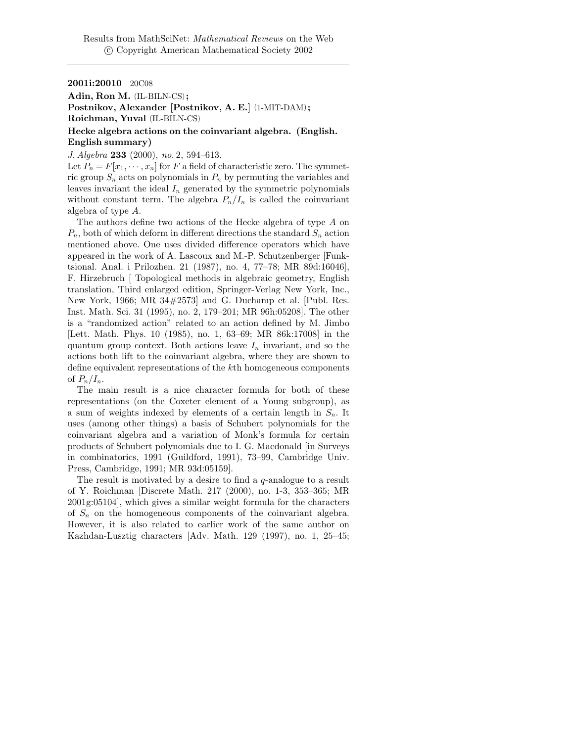Results from MathSciNet: *Mathematical Reviews* on the Web
© Copyright American Mathematical Society 2002

---

**2001i:20010** 20C08

**Adin, Ron M.** (IL-BILN-CS)**;**
**Postnikov, Alexander [Postnikov, A. E.]** (1-MIT-DAM)**;**
**Roichman, Yuval** (IL-BILN-CS)

**Hecke algebra actions on the coinvariant algebra. (English. English summary)**

*J. Algebra* **233** (2000), *no.* 2, 594–613.

Let $P_n = F[x_1, \cdots, x_n]$ for $F$ a field of characteristic zero. The symmetric group $S_n$ acts on polynomials in $P_n$ by permuting the variables and leaves invariant the ideal $I_n$ generated by the symmetric polynomials without constant term. The algebra $P_n/I_n$ is called the coinvariant algebra of type $A$.

The authors define two actions of the Hecke algebra of type $A$ on $P_n$, both of which deform in different directions the standard $S_n$ action mentioned above. One uses divided difference operators which have appeared in the work of A. Lascoux and M.-P. Schutzenberger [Funktsional. Anal. i Prilozhen. 21 (1987), no. 4, 77–78; MR 89d:16046], F. Hirzebruch [ Topological methods in algebraic geometry, English translation, Third enlarged edition, Springer-Verlag New York, Inc., New York, 1966; MR 34#2573] and G. Duchamp et al. [Publ. Res. Inst. Math. Sci. 31 (1995), no. 2, 179–201; MR 96h:05208]. The other is a "randomized action" related to an action defined by M. Jimbo [Lett. Math. Phys. 10 (1985), no. 1, 63–69; MR 86k:17008] in the quantum group context. Both actions leave $I_n$ invariant, and so the actions both lift to the coinvariant algebra, where they are shown to define equivalent representations of the $k$th homogeneous components of $P_n/I_n$.

The main result is a nice character formula for both of these representations (on the Coxeter element of a Young subgroup), as a sum of weights indexed by elements of a certain length in $S_n$. It uses (among other things) a basis of Schubert polynomials for the coinvariant algebra and a variation of Monk's formula for certain products of Schubert polynomials due to I. G. Macdonald [in Surveys in combinatorics, 1991 (Guildford, 1991), 73–99, Cambridge Univ. Press, Cambridge, 1991; MR 93d:05159].

The result is motivated by a desire to find a $q$-analogue to a result of Y. Roichman [Discrete Math. 217 (2000), no. 1-3, 353–365; MR 2001g:05104], which gives a similar weight formula for the characters of $S_n$ on the homogeneous components of the coinvariant algebra. However, it is also related to earlier work of the same author on Kazhdan-Lusztig characters [Adv. Math. 129 (1997), no. 1, 25–45;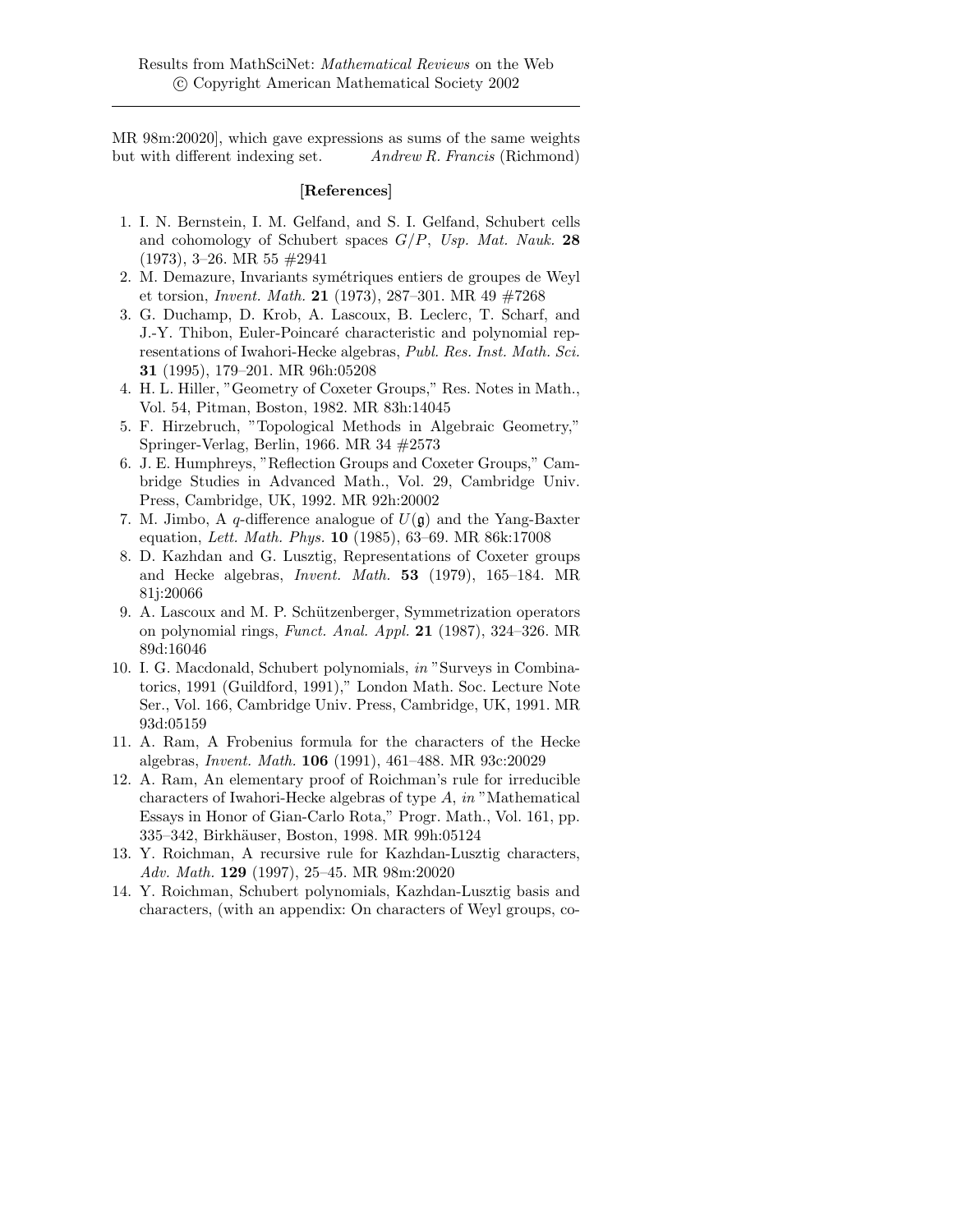MR 98m:20020], which gave expressions as sums of the same weights but with different indexing set. *Andrew R. Francis* (Richmond)

**[References]**

1. I. N. Bernstein, I. M. Gelfand, and S. I. Gelfand, Schubert cells and cohomology of Schubert spaces $G/P$, *Usp. Mat. Nauk.* **28** (1973), 3–26. MR 55 #2941
2. M. Demazure, Invariants symétriques entiers de groupes de Weyl et torsion, *Invent. Math.* **21** (1973), 287–301. MR 49 #7268
3. G. Duchamp, D. Krob, A. Lascoux, B. Leclerc, T. Scharf, and J.-Y. Thibon, Euler-Poincaré characteristic and polynomial representations of Iwahori-Hecke algebras, *Publ. Res. Inst. Math. Sci.* **31** (1995), 179–201. MR 96h:05208
4. H. L. Hiller, "Geometry of Coxeter Groups," Res. Notes in Math., Vol. 54, Pitman, Boston, 1982. MR 83h:14045
5. F. Hirzebruch, "Topological Methods in Algebraic Geometry," Springer-Verlag, Berlin, 1966. MR 34 #2573
6. J. E. Humphreys, "Reflection Groups and Coxeter Groups," Cambridge Studies in Advanced Math., Vol. 29, Cambridge Univ. Press, Cambridge, UK, 1992. MR 92h:20002
7. M. Jimbo, A $q$-difference analogue of $U(\mathfrak{g})$ and the Yang-Baxter equation, *Lett. Math. Phys.* **10** (1985), 63–69. MR 86k:17008
8. D. Kazhdan and G. Lusztig, Representations of Coxeter groups and Hecke algebras, *Invent. Math.* **53** (1979), 165–184. MR 81j:20066
9. A. Lascoux and M. P. Schützenberger, Symmetrization operators on polynomial rings, *Funct. Anal. Appl.* **21** (1987), 324–326. MR 89d:16046
10. I. G. Macdonald, Schubert polynomials, *in* "Surveys in Combinatorics, 1991 (Guildford, 1991)," London Math. Soc. Lecture Note Ser., Vol. 166, Cambridge Univ. Press, Cambridge, UK, 1991. MR 93d:05159
11. A. Ram, A Frobenius formula for the characters of the Hecke algebras, *Invent. Math.* **106** (1991), 461–488. MR 93c:20029
12. A. Ram, An elementary proof of Roichman's rule for irreducible characters of Iwahori-Hecke algebras of type $A$, *in* "Mathematical Essays in Honor of Gian-Carlo Rota," Progr. Math., Vol. 161, pp. 335–342, Birkhäuser, Boston, 1998. MR 99h:05124
13. Y. Roichman, A recursive rule for Kazhdan-Lusztig characters, *Adv. Math.* **129** (1997), 25–45. MR 98m:20020
14. Y. Roichman, Schubert polynomials, Kazhdan-Lusztig basis and characters, (with an appendix: On characters of Weyl groups, co-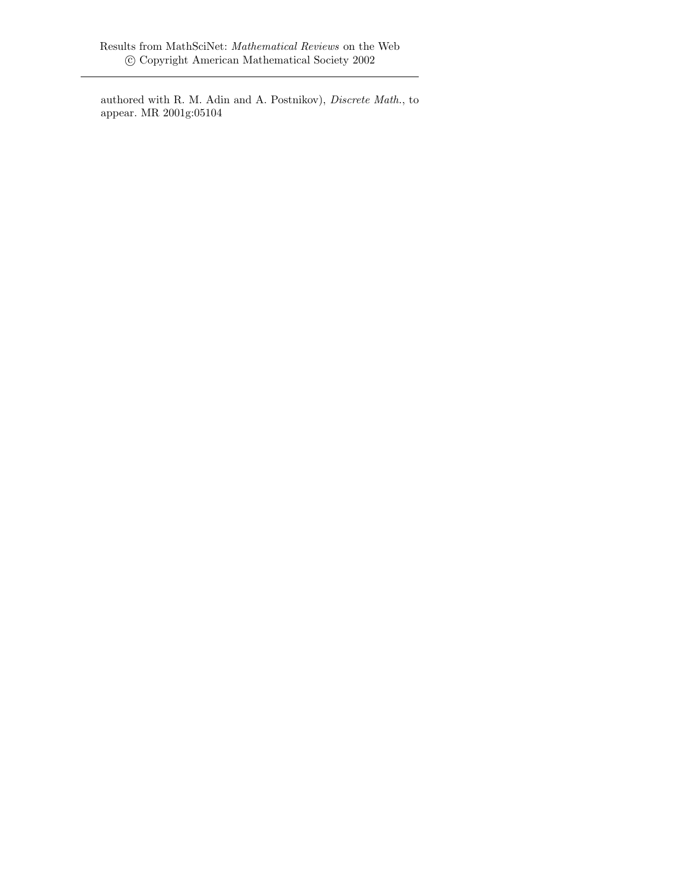authored with R. M. Adin and A. Postnikov), *Discrete Math.*, to appear. MR 2001g:05104